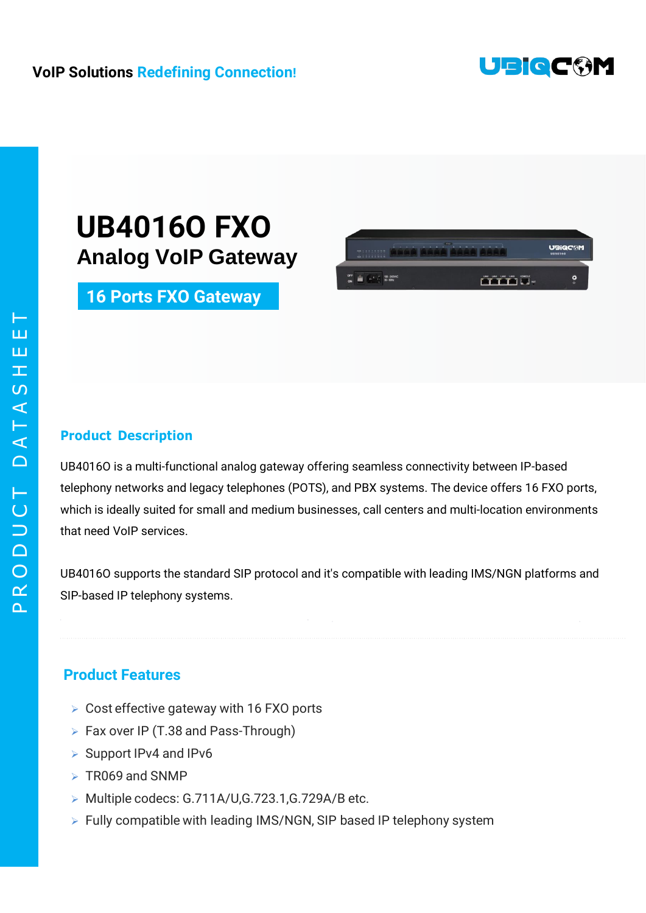VoIP Solutions Redefining Connection!

PRODUCT DATASHEET

# UB4016O FXO

## Analog VoIP Gateway

**16 Ports FXO Gateway**

### Product Description

UB4016O is a multi-functional analog gateway offering seamless connectivity between IP-based telephony networks and legacy telephones (POTS), and PBX systems. The device offers 16 FXO ports, which is ideally suited for small and medium businesses, call centers and multi-location environments that need VoIP services.

UB4016O supports the standard SIP protocol and it's compatible with leading IMS/NGN platforms and SIP-based IP telephony systems.

### Product Features

- Cost effective gateway with 16 FXO ports
- Fax over IP (T.38 and Pass-Through)
- Support IPv4 and IPv6
- TR069 and SNMP
- Multiple codecs: G.711A/U,G.723.1,G.729A/B etc.
- Fully compatible with leading IMS/NGN, SIP based IP telephony system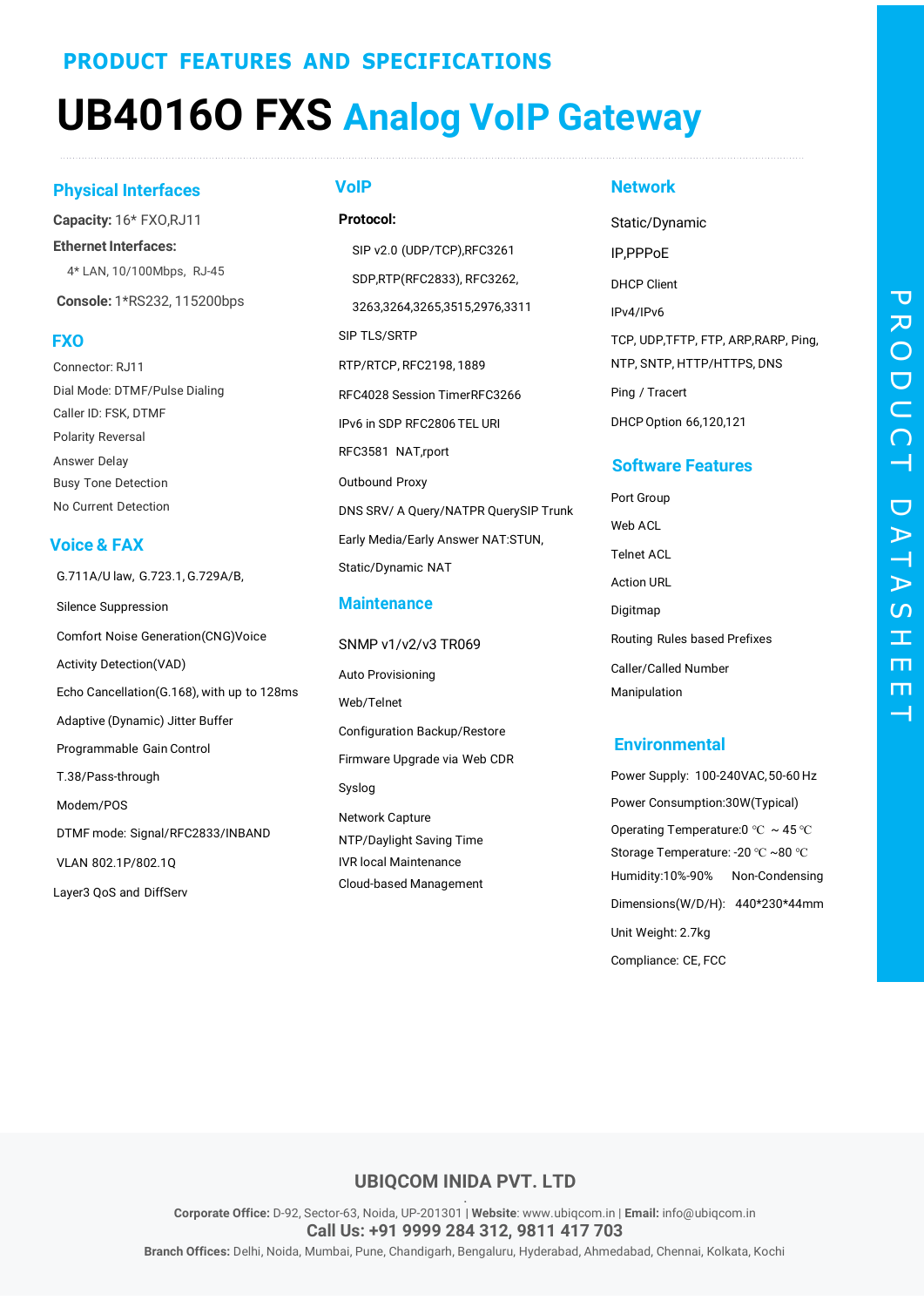## PRODUCT FEATURES AND SPECIFICATIONS

# UB4016O FXS Analog VoIP Gateway

### Physical Interfaces

**Capacity:** 16* FXO,RJ11

**Ethernet Interfaces:**

4* LAN, 10/100Mbps, RJ-45

**Console:** 1*RS232, 115200bps

### FXO

Connector: RJ11

Dial Mode: DTMF/Pulse Dialing

Caller ID: FSK, DTMF

Polarity Reversal

Answer Delay

Busy Tone Detection

No Current Detection

### Voice & FAX

G.711A/U law, G.723.1, G.729A/B,

Silence Suppression

Comfort Noise Generation(CNG)Voice

Activity Detection(VAD)

Echo Cancellation(G.168), with up to 128ms

Adaptive (Dynamic) Jitter Buffer

Programmable Gain Control

T.38/Pass-through

Modem/POS

DTMF mode: Signal/RFC2833/INBAND

VLAN 802.1P/802.1Q

Layer3 QoS and DiffServ

### VoIP

**Protocol:**

SIP v2.0 (UDP/TCP),RFC3261

SDP,RTP(RFC2833), RFC3262,

3263,3264,3265,3515,2976,3311

SIP TLS/SRTP

RTP/RTCP, RFC2198, 1889

RFC4028 Session TimerRFC3266

IPv6 in SDP RFC2806 TEL URI

RFC3581 NAT,rport

Outbound Proxy

DNS SRV/ A Query/NATPR QuerySIP Trunk

Early Media/Early Answer NAT:STUN,

Static/Dynamic NAT

### Maintenance

SNMP v1/v2/v3 TR069

Auto Provisioning

Web/Telnet

Configuration Backup/Restore

Firmware Upgrade via Web CDR

Syslog

Network Capture

NTP/Daylight Saving Time

IVR local Maintenance

Cloud-based Management

### Network

Static/Dynamic

IP,PPPoE

DHCP Client

IPv4/IPv6

TCP, UDP,TFTP, FTP, ARP,RARP, Ping,

NTP, SNTP, HTTP/HTTPS, DNS

Ping / Tracert

DHCP Option 66,120,121

### Software Features

Port Group

Web ACL

Telnet ACL

Action URL

Digitmap

Routing Rules based Prefixes

Caller/Called Number

Manipulation

### Environmental

Power Supply: 100-240VAC, 50-60 Hz

Power Consumption:30W(Typical)

Operating Temperature:0 ℃ ~ 45 ℃

Storage Temperature: -20 ℃ ~80 ℃

Humidity:10%-90% Non-Condensing

Dimensions(W/D/H): 440*230*44mm

Unit Weight: 2.7kg

Compliance: CE, FCC

PRODUCT DATASHEET

**UBIQCOM INIDA PVT. LTD**

**Corporate Office:** D-92, Sector-63, Noida, UP-201301 | **Website**: www.ubiqcom.in | **Email:** info@ubiqcom.in

**Call Us: +91 9999 284 312, 9811 417 703**

**Branch Offices:** Delhi, Noida, Mumbai, Pune, Chandigarh, Bengaluru, Hyderabad, Ahmedabad, Chennai, Kolkata, Kochi